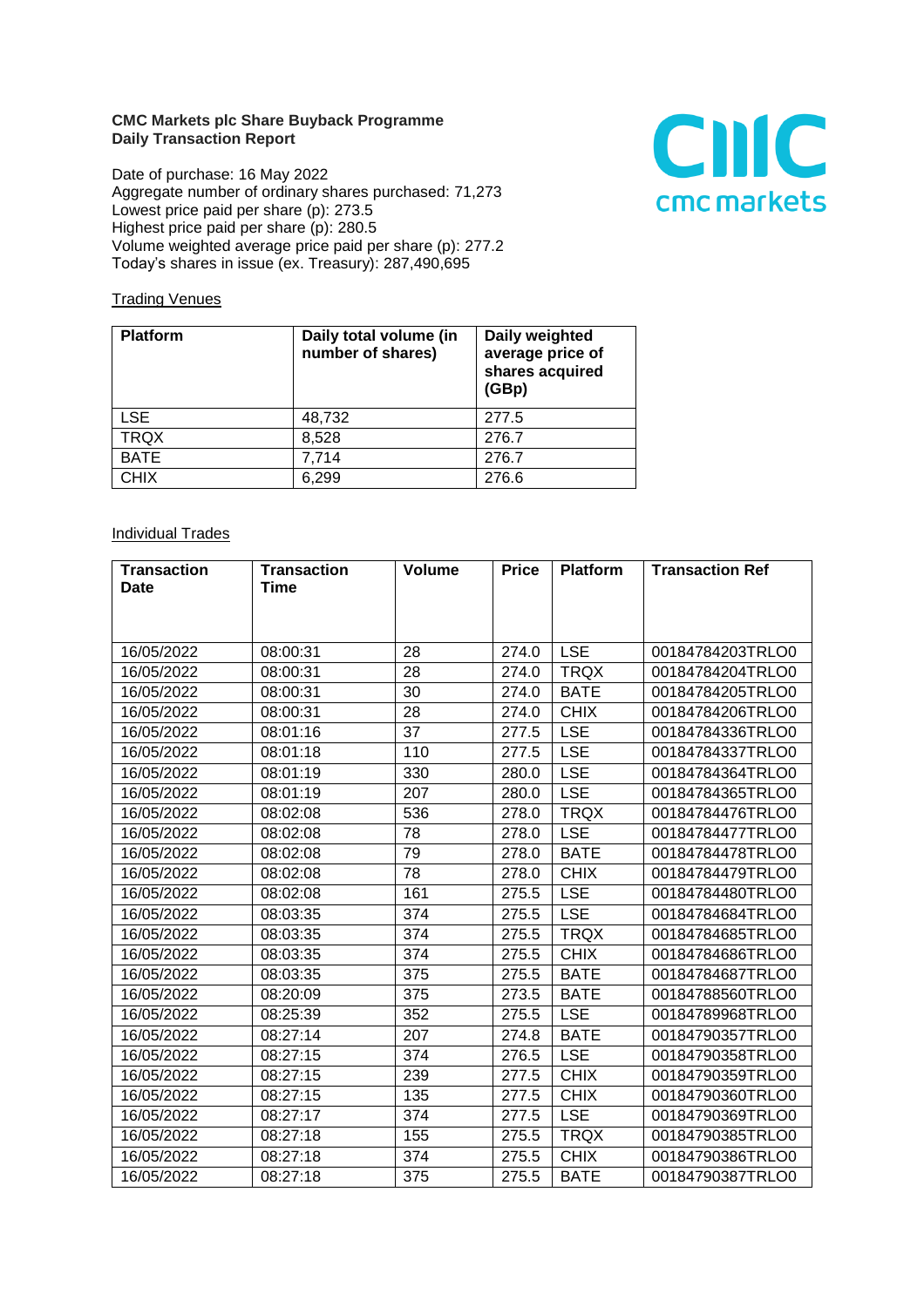**CMC Markets plc Share Buyback Programme**
**Daily Transaction Report**

Date of purchase: 16 May 2022
Aggregate number of ordinary shares purchased: 71,273
Lowest price paid per share (p): 273.5
Highest price paid per share (p): 280.5
Volume weighted average price paid per share (p): 277.2
Today's shares in issue (ex. Treasury): 287,490,695

Trading Venues

| Platform | Daily total volume (in number of shares) | Daily weighted average price of shares acquired (GBp) |
|---|---|---|
| LSE | 48,732 | 277.5 |
| TRQX | 8,528 | 276.7 |
| BATE | 7,714 | 276.7 |
| CHIX | 6,299 | 276.6 |

Individual Trades

| Transaction Date | Transaction Time | Volume | Price | Platform | Transaction Ref |
|---|---|---|---|---|---|
| 16/05/2022 | 08:00:31 | 28 | 274.0 | LSE | 00184784203TRLO0 |
| 16/05/2022 | 08:00:31 | 28 | 274.0 | TRQX | 00184784204TRLO0 |
| 16/05/2022 | 08:00:31 | 30 | 274.0 | BATE | 00184784205TRLO0 |
| 16/05/2022 | 08:00:31 | 28 | 274.0 | CHIX | 00184784206TRLO0 |
| 16/05/2022 | 08:01:16 | 37 | 277.5 | LSE | 00184784336TRLO0 |
| 16/05/2022 | 08:01:18 | 110 | 277.5 | LSE | 00184784337TRLO0 |
| 16/05/2022 | 08:01:19 | 330 | 280.0 | LSE | 00184784364TRLO0 |
| 16/05/2022 | 08:01:19 | 207 | 280.0 | LSE | 00184784365TRLO0 |
| 16/05/2022 | 08:02:08 | 536 | 278.0 | TRQX | 00184784476TRLO0 |
| 16/05/2022 | 08:02:08 | 78 | 278.0 | LSE | 00184784477TRLO0 |
| 16/05/2022 | 08:02:08 | 79 | 278.0 | BATE | 00184784478TRLO0 |
| 16/05/2022 | 08:02:08 | 78 | 278.0 | CHIX | 00184784479TRLO0 |
| 16/05/2022 | 08:02:08 | 161 | 275.5 | LSE | 00184784480TRLO0 |
| 16/05/2022 | 08:03:35 | 374 | 275.5 | LSE | 00184784684TRLO0 |
| 16/05/2022 | 08:03:35 | 374 | 275.5 | TRQX | 00184784685TRLO0 |
| 16/05/2022 | 08:03:35 | 374 | 275.5 | CHIX | 00184784686TRLO0 |
| 16/05/2022 | 08:03:35 | 375 | 275.5 | BATE | 00184784687TRLO0 |
| 16/05/2022 | 08:20:09 | 375 | 273.5 | BATE | 00184788560TRLO0 |
| 16/05/2022 | 08:25:39 | 352 | 275.5 | LSE | 00184789968TRLO0 |
| 16/05/2022 | 08:27:14 | 207 | 274.8 | BATE | 00184790357TRLO0 |
| 16/05/2022 | 08:27:15 | 374 | 276.5 | LSE | 00184790358TRLO0 |
| 16/05/2022 | 08:27:15 | 239 | 277.5 | CHIX | 00184790359TRLO0 |
| 16/05/2022 | 08:27:15 | 135 | 277.5 | CHIX | 00184790360TRLO0 |
| 16/05/2022 | 08:27:17 | 374 | 277.5 | LSE | 00184790369TRLO0 |
| 16/05/2022 | 08:27:18 | 155 | 275.5 | TRQX | 00184790385TRLO0 |
| 16/05/2022 | 08:27:18 | 374 | 275.5 | CHIX | 00184790386TRLO0 |
| 16/05/2022 | 08:27:18 | 375 | 275.5 | BATE | 00184790387TRLO0 |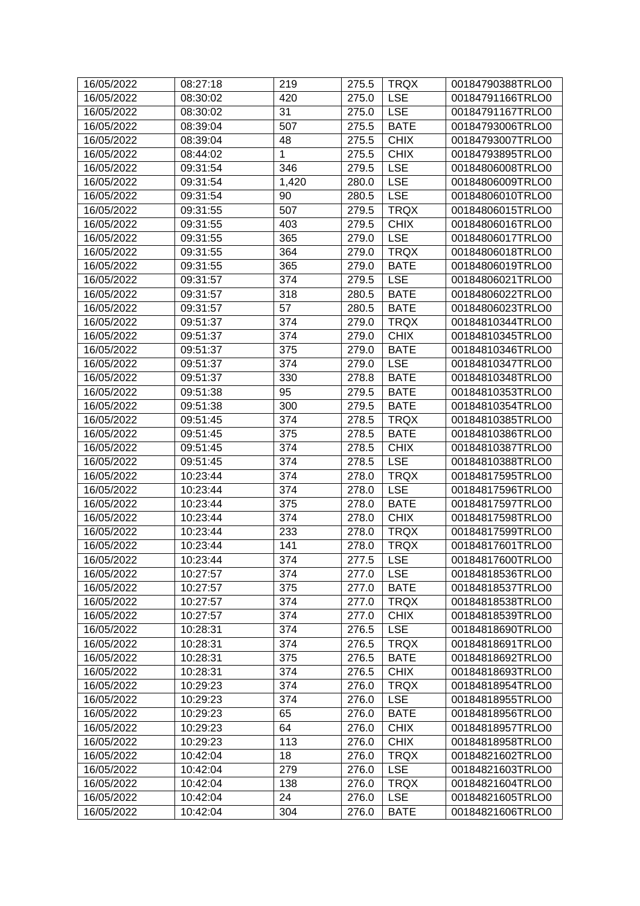| 16/05/2022 | 08:27:18 | 219 | 275.5 | TRQX | 00184790388TRLO0 |
|---|---|---|---|---|---|
| 16/05/2022 | 08:30:02 | 420 | 275.0 | LSE | 00184791166TRLO0 |
| 16/05/2022 | 08:30:02 | 31 | 275.0 | LSE | 00184791167TRLO0 |
| 16/05/2022 | 08:39:04 | 507 | 275.5 | BATE | 00184793006TRLO0 |
| 16/05/2022 | 08:39:04 | 48 | 275.5 | CHIX | 00184793007TRLO0 |
| 16/05/2022 | 08:44:02 | 1 | 275.5 | CHIX | 00184793895TRLO0 |
| 16/05/2022 | 09:31:54 | 346 | 279.5 | LSE | 00184806008TRLO0 |
| 16/05/2022 | 09:31:54 | 1,420 | 280.0 | LSE | 00184806009TRLO0 |
| 16/05/2022 | 09:31:54 | 90 | 280.5 | LSE | 00184806010TRLO0 |
| 16/05/2022 | 09:31:55 | 507 | 279.5 | TRQX | 00184806015TRLO0 |
| 16/05/2022 | 09:31:55 | 403 | 279.5 | CHIX | 00184806016TRLO0 |
| 16/05/2022 | 09:31:55 | 365 | 279.0 | LSE | 00184806017TRLO0 |
| 16/05/2022 | 09:31:55 | 364 | 279.0 | TRQX | 00184806018TRLO0 |
| 16/05/2022 | 09:31:55 | 365 | 279.0 | BATE | 00184806019TRLO0 |
| 16/05/2022 | 09:31:57 | 374 | 279.5 | LSE | 00184806021TRLO0 |
| 16/05/2022 | 09:31:57 | 318 | 280.5 | BATE | 00184806022TRLO0 |
| 16/05/2022 | 09:31:57 | 57 | 280.5 | BATE | 00184806023TRLO0 |
| 16/05/2022 | 09:51:37 | 374 | 279.0 | TRQX | 00184810344TRLO0 |
| 16/05/2022 | 09:51:37 | 374 | 279.0 | CHIX | 00184810345TRLO0 |
| 16/05/2022 | 09:51:37 | 375 | 279.0 | BATE | 00184810346TRLO0 |
| 16/05/2022 | 09:51:37 | 374 | 279.0 | LSE | 00184810347TRLO0 |
| 16/05/2022 | 09:51:37 | 330 | 278.8 | BATE | 00184810348TRLO0 |
| 16/05/2022 | 09:51:38 | 95 | 279.5 | BATE | 00184810353TRLO0 |
| 16/05/2022 | 09:51:38 | 300 | 279.5 | BATE | 00184810354TRLO0 |
| 16/05/2022 | 09:51:45 | 374 | 278.5 | TRQX | 00184810385TRLO0 |
| 16/05/2022 | 09:51:45 | 375 | 278.5 | BATE | 00184810386TRLO0 |
| 16/05/2022 | 09:51:45 | 374 | 278.5 | CHIX | 00184810387TRLO0 |
| 16/05/2022 | 09:51:45 | 374 | 278.5 | LSE | 00184810388TRLO0 |
| 16/05/2022 | 10:23:44 | 374 | 278.0 | TRQX | 00184817595TRLO0 |
| 16/05/2022 | 10:23:44 | 374 | 278.0 | LSE | 00184817596TRLO0 |
| 16/05/2022 | 10:23:44 | 375 | 278.0 | BATE | 00184817597TRLO0 |
| 16/05/2022 | 10:23:44 | 374 | 278.0 | CHIX | 00184817598TRLO0 |
| 16/05/2022 | 10:23:44 | 233 | 278.0 | TRQX | 00184817599TRLO0 |
| 16/05/2022 | 10:23:44 | 141 | 278.0 | TRQX | 00184817601TRLO0 |
| 16/05/2022 | 10:23:44 | 374 | 277.5 | LSE | 00184817600TRLO0 |
| 16/05/2022 | 10:27:57 | 374 | 277.0 | LSE | 00184818536TRLO0 |
| 16/05/2022 | 10:27:57 | 375 | 277.0 | BATE | 00184818537TRLO0 |
| 16/05/2022 | 10:27:57 | 374 | 277.0 | TRQX | 00184818538TRLO0 |
| 16/05/2022 | 10:27:57 | 374 | 277.0 | CHIX | 00184818539TRLO0 |
| 16/05/2022 | 10:28:31 | 374 | 276.5 | LSE | 00184818690TRLO0 |
| 16/05/2022 | 10:28:31 | 374 | 276.5 | TRQX | 00184818691TRLO0 |
| 16/05/2022 | 10:28:31 | 375 | 276.5 | BATE | 00184818692TRLO0 |
| 16/05/2022 | 10:28:31 | 374 | 276.5 | CHIX | 00184818693TRLO0 |
| 16/05/2022 | 10:29:23 | 374 | 276.0 | TRQX | 00184818954TRLO0 |
| 16/05/2022 | 10:29:23 | 374 | 276.0 | LSE | 00184818955TRLO0 |
| 16/05/2022 | 10:29:23 | 65 | 276.0 | BATE | 00184818956TRLO0 |
| 16/05/2022 | 10:29:23 | 64 | 276.0 | CHIX | 00184818957TRLO0 |
| 16/05/2022 | 10:29:23 | 113 | 276.0 | CHIX | 00184818958TRLO0 |
| 16/05/2022 | 10:42:04 | 18 | 276.0 | TRQX | 00184821602TRLO0 |
| 16/05/2022 | 10:42:04 | 279 | 276.0 | LSE | 00184821603TRLO0 |
| 16/05/2022 | 10:42:04 | 138 | 276.0 | TRQX | 00184821604TRLO0 |
| 16/05/2022 | 10:42:04 | 24 | 276.0 | LSE | 00184821605TRLO0 |
| 16/05/2022 | 10:42:04 | 304 | 276.0 | BATE | 00184821606TRLO0 |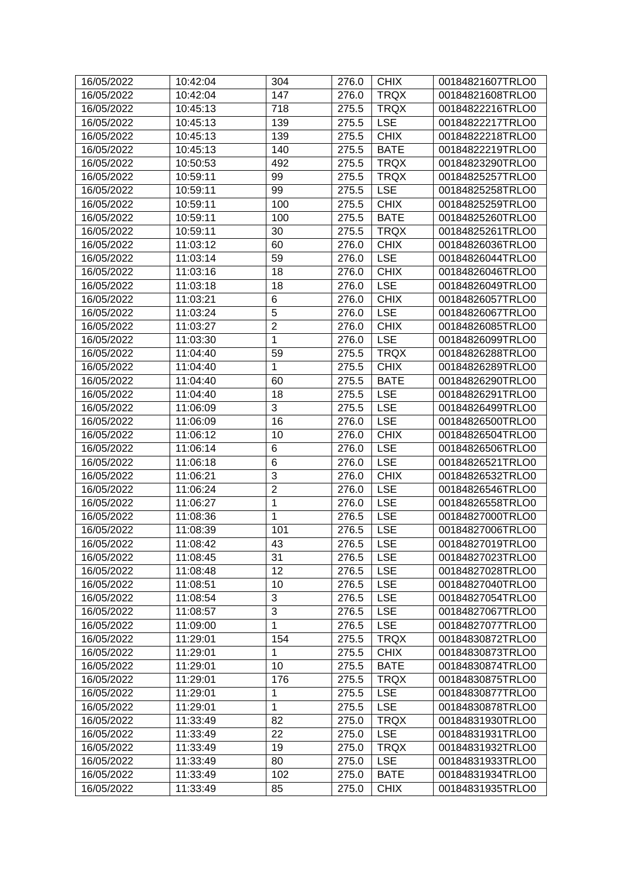| 16/05/2022 | 10:42:04 | 304 | 276.0 | CHIX | 00184821607TRLO0 |
|---|---|---|---|---|---|
| 16/05/2022 | 10:42:04 | 147 | 276.0 | TRQX | 00184821608TRLO0 |
| 16/05/2022 | 10:45:13 | 718 | 275.5 | TRQX | 00184822216TRLO0 |
| 16/05/2022 | 10:45:13 | 139 | 275.5 | LSE | 00184822217TRLO0 |
| 16/05/2022 | 10:45:13 | 139 | 275.5 | CHIX | 00184822218TRLO0 |
| 16/05/2022 | 10:45:13 | 140 | 275.5 | BATE | 00184822219TRLO0 |
| 16/05/2022 | 10:50:53 | 492 | 275.5 | TRQX | 00184823290TRLO0 |
| 16/05/2022 | 10:59:11 | 99 | 275.5 | TRQX | 00184825257TRLO0 |
| 16/05/2022 | 10:59:11 | 99 | 275.5 | LSE | 00184825258TRLO0 |
| 16/05/2022 | 10:59:11 | 100 | 275.5 | CHIX | 00184825259TRLO0 |
| 16/05/2022 | 10:59:11 | 100 | 275.5 | BATE | 00184825260TRLO0 |
| 16/05/2022 | 10:59:11 | 30 | 275.5 | TRQX | 00184825261TRLO0 |
| 16/05/2022 | 11:03:12 | 60 | 276.0 | CHIX | 00184826036TRLO0 |
| 16/05/2022 | 11:03:14 | 59 | 276.0 | LSE | 00184826044TRLO0 |
| 16/05/2022 | 11:03:16 | 18 | 276.0 | CHIX | 00184826046TRLO0 |
| 16/05/2022 | 11:03:18 | 18 | 276.0 | LSE | 00184826049TRLO0 |
| 16/05/2022 | 11:03:21 | 6 | 276.0 | CHIX | 00184826057TRLO0 |
| 16/05/2022 | 11:03:24 | 5 | 276.0 | LSE | 00184826067TRLO0 |
| 16/05/2022 | 11:03:27 | 2 | 276.0 | CHIX | 00184826085TRLO0 |
| 16/05/2022 | 11:03:30 | 1 | 276.0 | LSE | 00184826099TRLO0 |
| 16/05/2022 | 11:04:40 | 59 | 275.5 | TRQX | 00184826288TRLO0 |
| 16/05/2022 | 11:04:40 | 1 | 275.5 | CHIX | 00184826289TRLO0 |
| 16/05/2022 | 11:04:40 | 60 | 275.5 | BATE | 00184826290TRLO0 |
| 16/05/2022 | 11:04:40 | 18 | 275.5 | LSE | 00184826291TRLO0 |
| 16/05/2022 | 11:06:09 | 3 | 275.5 | LSE | 00184826499TRLO0 |
| 16/05/2022 | 11:06:09 | 16 | 276.0 | LSE | 00184826500TRLO0 |
| 16/05/2022 | 11:06:12 | 10 | 276.0 | CHIX | 00184826504TRLO0 |
| 16/05/2022 | 11:06:14 | 6 | 276.0 | LSE | 00184826506TRLO0 |
| 16/05/2022 | 11:06:18 | 6 | 276.0 | LSE | 00184826521TRLO0 |
| 16/05/2022 | 11:06:21 | 3 | 276.0 | CHIX | 00184826532TRLO0 |
| 16/05/2022 | 11:06:24 | 2 | 276.0 | LSE | 00184826546TRLO0 |
| 16/05/2022 | 11:06:27 | 1 | 276.0 | LSE | 00184826558TRLO0 |
| 16/05/2022 | 11:08:36 | 1 | 276.5 | LSE | 00184827000TRLO0 |
| 16/05/2022 | 11:08:39 | 101 | 276.5 | LSE | 00184827006TRLO0 |
| 16/05/2022 | 11:08:42 | 43 | 276.5 | LSE | 00184827019TRLO0 |
| 16/05/2022 | 11:08:45 | 31 | 276.5 | LSE | 00184827023TRLO0 |
| 16/05/2022 | 11:08:48 | 12 | 276.5 | LSE | 00184827028TRLO0 |
| 16/05/2022 | 11:08:51 | 10 | 276.5 | LSE | 00184827040TRLO0 |
| 16/05/2022 | 11:08:54 | 3 | 276.5 | LSE | 00184827054TRLO0 |
| 16/05/2022 | 11:08:57 | 3 | 276.5 | LSE | 00184827067TRLO0 |
| 16/05/2022 | 11:09:00 | 1 | 276.5 | LSE | 00184827077TRLO0 |
| 16/05/2022 | 11:29:01 | 154 | 275.5 | TRQX | 00184830872TRLO0 |
| 16/05/2022 | 11:29:01 | 1 | 275.5 | CHIX | 00184830873TRLO0 |
| 16/05/2022 | 11:29:01 | 10 | 275.5 | BATE | 00184830874TRLO0 |
| 16/05/2022 | 11:29:01 | 176 | 275.5 | TRQX | 00184830875TRLO0 |
| 16/05/2022 | 11:29:01 | 1 | 275.5 | LSE | 00184830877TRLO0 |
| 16/05/2022 | 11:29:01 | 1 | 275.5 | LSE | 00184830878TRLO0 |
| 16/05/2022 | 11:33:49 | 82 | 275.0 | TRQX | 00184831930TRLO0 |
| 16/05/2022 | 11:33:49 | 22 | 275.0 | LSE | 00184831931TRLO0 |
| 16/05/2022 | 11:33:49 | 19 | 275.0 | TRQX | 00184831932TRLO0 |
| 16/05/2022 | 11:33:49 | 80 | 275.0 | LSE | 00184831933TRLO0 |
| 16/05/2022 | 11:33:49 | 102 | 275.0 | BATE | 00184831934TRLO0 |
| 16/05/2022 | 11:33:49 | 85 | 275.0 | CHIX | 00184831935TRLO0 |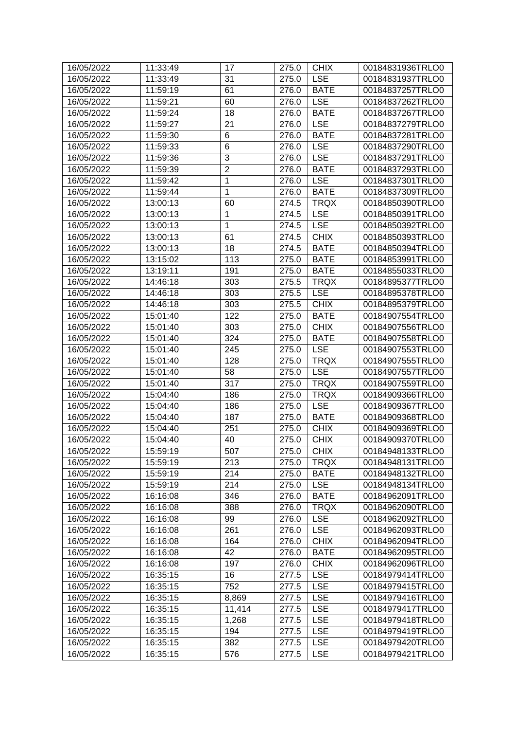| 16/05/2022 | 11:33:49 | 17 | 275.0 | CHIX | 00184831936TRLO0 |
|---|---|---|---|---|---|
| 16/05/2022 | 11:33:49 | 31 | 275.0 | LSE | 00184831937TRLO0 |
| 16/05/2022 | 11:59:19 | 61 | 276.0 | BATE | 00184837257TRLO0 |
| 16/05/2022 | 11:59:21 | 60 | 276.0 | LSE | 00184837262TRLO0 |
| 16/05/2022 | 11:59:24 | 18 | 276.0 | BATE | 00184837267TRLO0 |
| 16/05/2022 | 11:59:27 | 21 | 276.0 | LSE | 00184837279TRLO0 |
| 16/05/2022 | 11:59:30 | 6 | 276.0 | BATE | 00184837281TRLO0 |
| 16/05/2022 | 11:59:33 | 6 | 276.0 | LSE | 00184837290TRLO0 |
| 16/05/2022 | 11:59:36 | 3 | 276.0 | LSE | 00184837291TRLO0 |
| 16/05/2022 | 11:59:39 | 2 | 276.0 | BATE | 00184837293TRLO0 |
| 16/05/2022 | 11:59:42 | 1 | 276.0 | LSE | 00184837301TRLO0 |
| 16/05/2022 | 11:59:44 | 1 | 276.0 | BATE | 00184837309TRLO0 |
| 16/05/2022 | 13:00:13 | 60 | 274.5 | TRQX | 00184850390TRLO0 |
| 16/05/2022 | 13:00:13 | 1 | 274.5 | LSE | 00184850391TRLO0 |
| 16/05/2022 | 13:00:13 | 1 | 274.5 | LSE | 00184850392TRLO0 |
| 16/05/2022 | 13:00:13 | 61 | 274.5 | CHIX | 00184850393TRLO0 |
| 16/05/2022 | 13:00:13 | 18 | 274.5 | BATE | 00184850394TRLO0 |
| 16/05/2022 | 13:15:02 | 113 | 275.0 | BATE | 00184853991TRLO0 |
| 16/05/2022 | 13:19:11 | 191 | 275.0 | BATE | 00184855033TRLO0 |
| 16/05/2022 | 14:46:18 | 303 | 275.5 | TRQX | 00184895377TRLO0 |
| 16/05/2022 | 14:46:18 | 303 | 275.5 | LSE | 00184895378TRLO0 |
| 16/05/2022 | 14:46:18 | 303 | 275.5 | CHIX | 00184895379TRLO0 |
| 16/05/2022 | 15:01:40 | 122 | 275.0 | BATE | 00184907554TRLO0 |
| 16/05/2022 | 15:01:40 | 303 | 275.0 | CHIX | 00184907556TRLO0 |
| 16/05/2022 | 15:01:40 | 324 | 275.0 | BATE | 00184907558TRLO0 |
| 16/05/2022 | 15:01:40 | 245 | 275.0 | LSE | 00184907553TRLO0 |
| 16/05/2022 | 15:01:40 | 128 | 275.0 | TRQX | 00184907555TRLO0 |
| 16/05/2022 | 15:01:40 | 58 | 275.0 | LSE | 00184907557TRLO0 |
| 16/05/2022 | 15:01:40 | 317 | 275.0 | TRQX | 00184907559TRLO0 |
| 16/05/2022 | 15:04:40 | 186 | 275.0 | TRQX | 00184909366TRLO0 |
| 16/05/2022 | 15:04:40 | 186 | 275.0 | LSE | 00184909367TRLO0 |
| 16/05/2022 | 15:04:40 | 187 | 275.0 | BATE | 00184909368TRLO0 |
| 16/05/2022 | 15:04:40 | 251 | 275.0 | CHIX | 00184909369TRLO0 |
| 16/05/2022 | 15:04:40 | 40 | 275.0 | CHIX | 00184909370TRLO0 |
| 16/05/2022 | 15:59:19 | 507 | 275.0 | CHIX | 00184948133TRLO0 |
| 16/05/2022 | 15:59:19 | 213 | 275.0 | TRQX | 00184948131TRLO0 |
| 16/05/2022 | 15:59:19 | 214 | 275.0 | BATE | 00184948132TRLO0 |
| 16/05/2022 | 15:59:19 | 214 | 275.0 | LSE | 00184948134TRLO0 |
| 16/05/2022 | 16:16:08 | 346 | 276.0 | BATE | 00184962091TRLO0 |
| 16/05/2022 | 16:16:08 | 388 | 276.0 | TRQX | 00184962090TRLO0 |
| 16/05/2022 | 16:16:08 | 99 | 276.0 | LSE | 00184962092TRLO0 |
| 16/05/2022 | 16:16:08 | 261 | 276.0 | LSE | 00184962093TRLO0 |
| 16/05/2022 | 16:16:08 | 164 | 276.0 | CHIX | 00184962094TRLO0 |
| 16/05/2022 | 16:16:08 | 42 | 276.0 | BATE | 00184962095TRLO0 |
| 16/05/2022 | 16:16:08 | 197 | 276.0 | CHIX | 00184962096TRLO0 |
| 16/05/2022 | 16:35:15 | 16 | 277.5 | LSE | 00184979414TRLO0 |
| 16/05/2022 | 16:35:15 | 752 | 277.5 | LSE | 00184979415TRLO0 |
| 16/05/2022 | 16:35:15 | 8,869 | 277.5 | LSE | 00184979416TRLO0 |
| 16/05/2022 | 16:35:15 | 11,414 | 277.5 | LSE | 00184979417TRLO0 |
| 16/05/2022 | 16:35:15 | 1,268 | 277.5 | LSE | 00184979418TRLO0 |
| 16/05/2022 | 16:35:15 | 194 | 277.5 | LSE | 00184979419TRLO0 |
| 16/05/2022 | 16:35:15 | 382 | 277.5 | LSE | 00184979420TRLO0 |
| 16/05/2022 | 16:35:15 | 576 | 277.5 | LSE | 00184979421TRLO0 |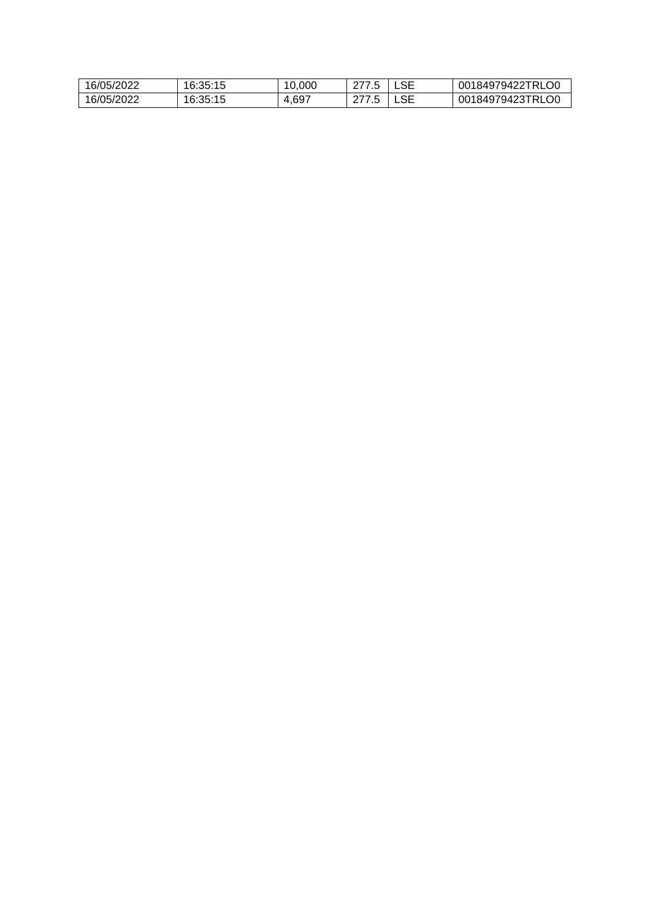| | | | | | |
|---|---|---|---|---|---|
| 16/05/2022 | 16:35:15 | 10,000 | 277.5 | LSE | 00184979422TRLO0 |
| 16/05/2022 | 16:35:15 | 4,697 | 277.5 | LSE | 00184979423TRLO0 |